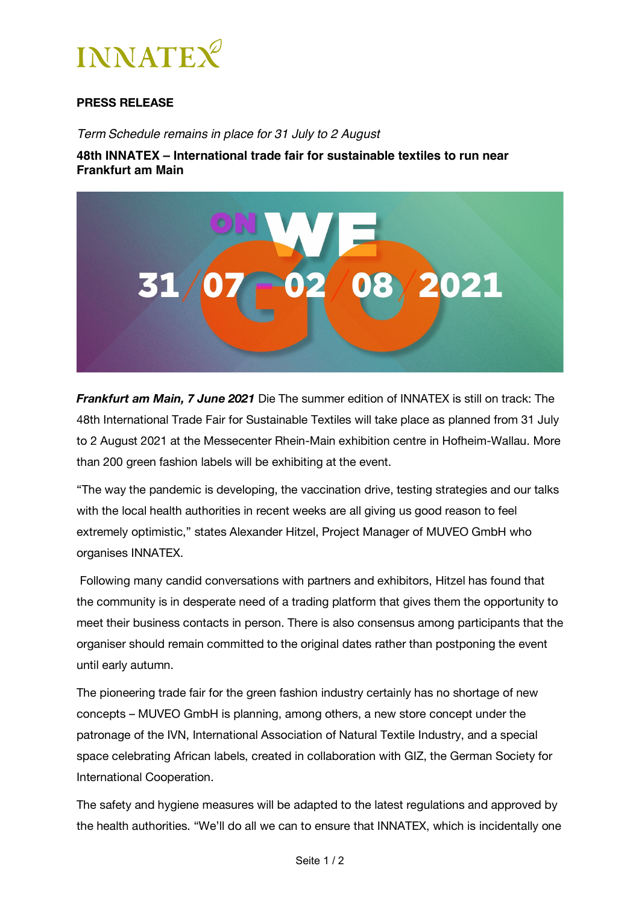# INNATEX

**PRESS RELEASE**

*Term Schedule remains in place for 31 July to 2 August*

**48th INNATEX – International trade fair for sustainable textiles to run near Frankfurt am Main**

***Frankfurt am Main, 7 June 2021*** Die The summer edition of INNATEX is still on track: The 48th International Trade Fair for Sustainable Textiles will take place as planned from 31 July to 2 August 2021 at the Messecenter Rhein-Main exhibition centre in Hofheim-Wallau. More than 200 green fashion labels will be exhibiting at the event.

“The way the pandemic is developing, the vaccination drive, testing strategies and our talks with the local health authorities in recent weeks are all giving us good reason to feel extremely optimistic,” states Alexander Hitzel, Project Manager of MUVEO GmbH who organises INNATEX.

Following many candid conversations with partners and exhibitors, Hitzel has found that the community is in desperate need of a trading platform that gives them the opportunity to meet their business contacts in person. There is also consensus among participants that the organiser should remain committed to the original dates rather than postponing the event until early autumn.

The pioneering trade fair for the green fashion industry certainly has no shortage of new concepts – MUVEO GmbH is planning, among others, a new store concept under the patronage of the IVN, International Association of Natural Textile Industry, and a special space celebrating African labels, created in collaboration with GIZ, the German Society for International Cooperation.

The safety and hygiene measures will be adapted to the latest regulations and approved by the health authorities. “We’ll do all we can to ensure that INNATEX, which is incidentally one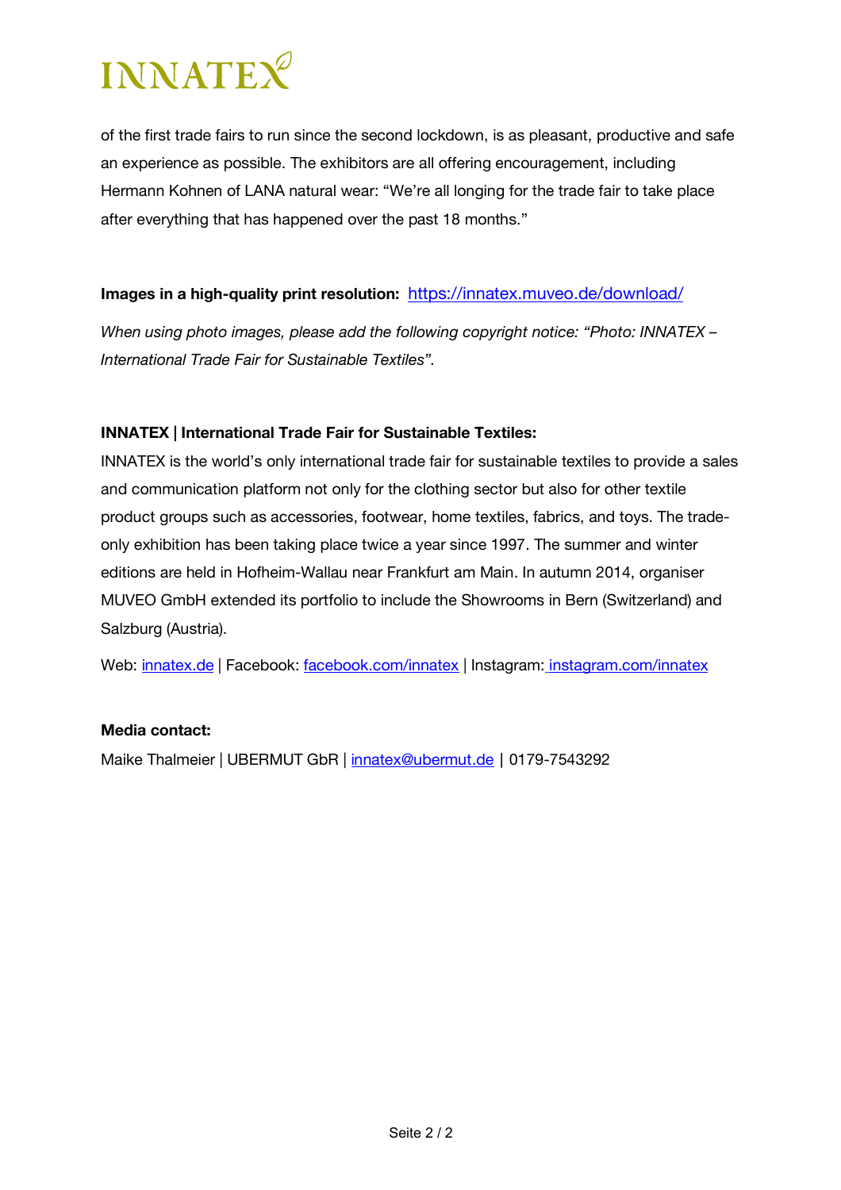of the first trade fairs to run since the second lockdown, is as pleasant, productive and safe an experience as possible. The exhibitors are all offering encouragement, including Hermann Kohnen of LANA natural wear: “We’re all longing for the trade fair to take place after everything that has happened over the past 18 months.”

**Images in a high-quality print resolution:** https://innatex.muveo.de/download/

*When using photo images, please add the following copyright notice: “Photo: INNATEX – International Trade Fair for Sustainable Textiles”.*

**INNATEX | International Trade Fair for Sustainable Textiles:**

INNATEX is the world’s only international trade fair for sustainable textiles to provide a sales and communication platform not only for the clothing sector but also for other textile product groups such as accessories, footwear, home textiles, fabrics, and toys. The trade-only exhibition has been taking place twice a year since 1997. The summer and winter editions are held in Hofheim-Wallau near Frankfurt am Main. In autumn 2014, organiser MUVEO GmbH extended its portfolio to include the Showrooms in Bern (Switzerland) and Salzburg (Austria).

Web: innatex.de | Facebook: facebook.com/innatex | Instagram: instagram.com/innatex

**Media contact:**

Maike Thalmeier | UBERMUT GbR | innatex@ubermut.de | 0179-7543292